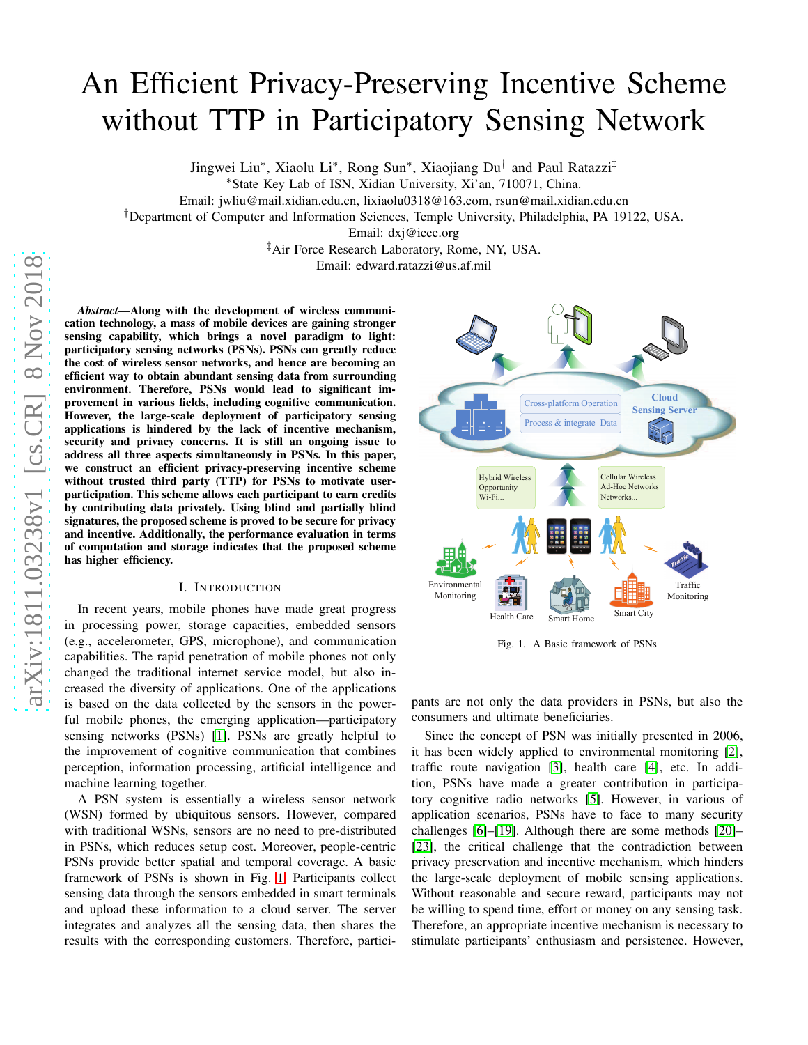# An Efficient Privacy-Preserving Incentive Scheme without TTP in Participatory Sensing Network

Jingwei Liu*, Xiaolu Li*, Rong Sun*, Xiaojiang Du† and Paul Ratazzi‡

*State Key Lab of ISN, Xidian University, Xi'an, 710071, China.

Email: jwliu@mail.xidian.edu.cn, lixiaolu0318@163.com, rsun@mail.xidian.edu.cn

†Department of Computer and Information Sciences, Temple University, Philadelphia, PA 19122, USA.

Email: dxj@ieee.org

‡Air Force Research Laboratory, Rome, NY, USA.

Email: edward.ratazzi@us.af.mil

***Abstract*—Along with the development of wireless communication technology, a mass of mobile devices are gaining stronger sensing capability, which brings a novel paradigm to light: participatory sensing networks (PSNs). PSNs can greatly reduce the cost of wireless sensor networks, and hence are becoming an efficient way to obtain abundant sensing data from surrounding environment. Therefore, PSNs would lead to significant improvement in various fields, including cognitive communication. However, the large-scale deployment of participatory sensing applications is hindered by the lack of incentive mechanism, security and privacy concerns. It is still an ongoing issue to address all three aspects simultaneously in PSNs. In this paper, we construct an efficient privacy-preserving incentive scheme without trusted third party (TTP) for PSNs to motivate user-participation. This scheme allows each participant to earn credits by contributing data privately. Using blind and partially blind signatures, the proposed scheme is proved to be secure for privacy and incentive. Additionally, the performance evaluation in terms of computation and storage indicates that the proposed scheme has higher efficiency.**

## I. Introduction

In recent years, mobile phones have made great progress in processing power, storage capacities, embedded sensors (e.g., accelerometer, GPS, microphone), and communication capabilities. The rapid penetration of mobile phones not only changed the traditional internet service model, but also increased the diversity of applications. One of the applications is based on the data collected by the sensors in the powerful mobile phones, the emerging application—participatory sensing networks (PSNs) [1]. PSNs are greatly helpful to the improvement of cognitive communication that combines perception, information processing, artificial intelligence and machine learning together.

A PSN system is essentially a wireless sensor network (WSN) formed by ubiquitous sensors. However, compared with traditional WSNs, sensors are no need to pre-distributed in PSNs, which reduces setup cost. Moreover, people-centric PSNs provide better spatial and temporal coverage. A basic framework of PSNs is shown in Fig. 1. Participants collect sensing data through the sensors embedded in smart terminals and upload these information to a cloud server. The server integrates and analyzes all the sensing data, then shares the results with the corresponding customers. Therefore, participants are not only the data providers in PSNs, but also the consumers and ultimate beneficiaries.

Cloud Sensing Server
Cross-platform Operation
Process & integrate Data
Hybrid Wireless Opportunity Wi-Fi...
Cellular Wireless Ad-Hoc Networks Networks...
Environmental Monitoring
Health Care
Smart Home
Smart City
Traffic Monitoring

Fig. 1. A Basic framework of PSNs

Since the concept of PSN was initially presented in 2006, it has been widely applied to environmental monitoring [2], traffic route navigation [3], health care [4], etc. In addition, PSNs have made a greater contribution in participatory cognitive radio networks [5]. However, in various of application scenarios, PSNs have to face to many security challenges [6]–[19]. Although there are some methods [20]–[23], the critical challenge that the contradiction between privacy preservation and incentive mechanism, which hinders the large-scale deployment of mobile sensing applications. Without reasonable and secure reward, participants may not be willing to spend time, effort or money on any sensing task. Therefore, an appropriate incentive mechanism is necessary to stimulate participants' enthusiasm and persistence. However,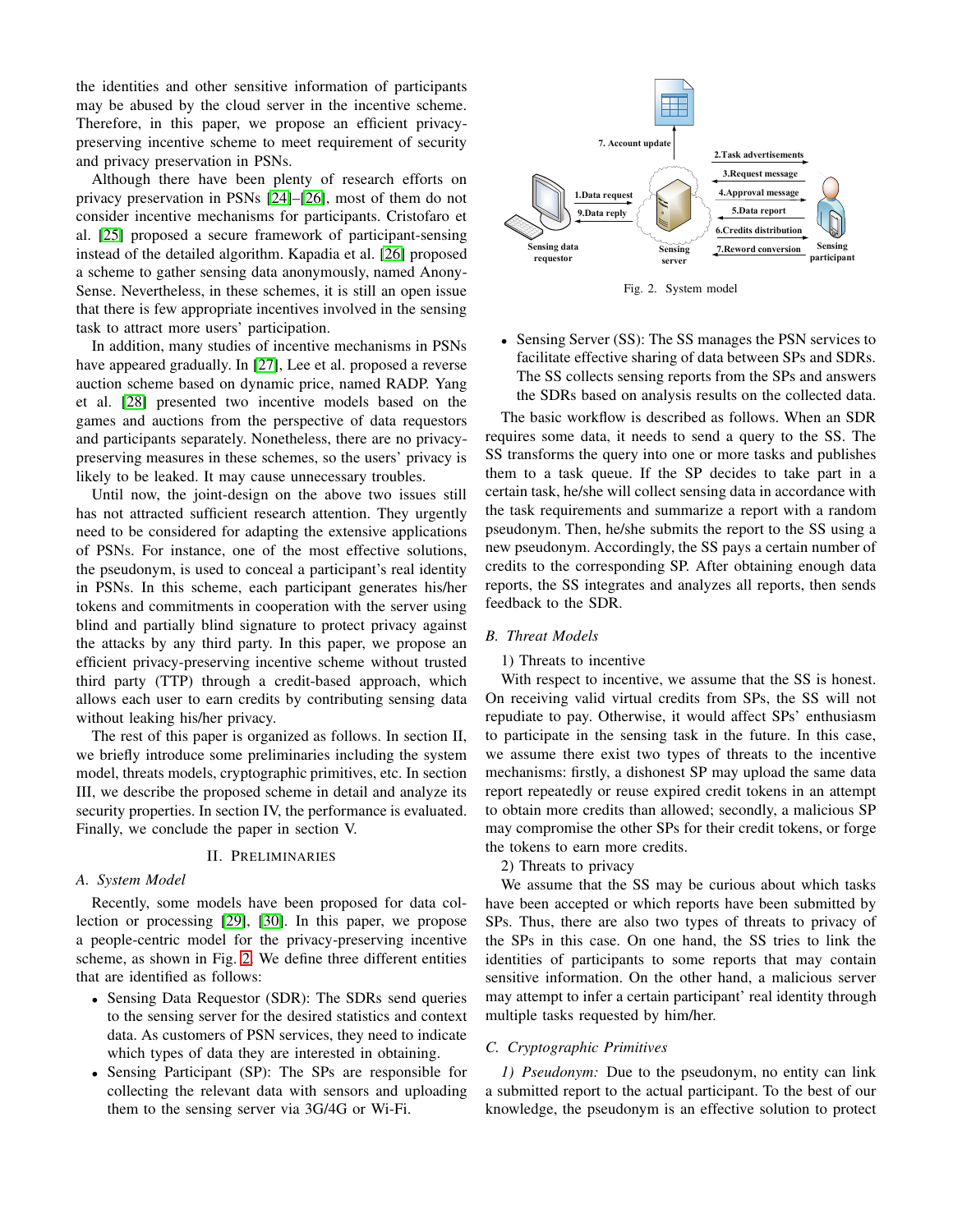the identities and other sensitive information of participants may be abused by the cloud server in the incentive scheme. Therefore, in this paper, we propose an efficient privacy-preserving incentive scheme to meet requirement of security and privacy preservation in PSNs.

Although there have been plenty of research efforts on privacy preservation in PSNs [24]–[26], most of them do not consider incentive mechanisms for participants. Cristofaro et al. [25] proposed a secure framework of participant-sensing instead of the detailed algorithm. Kapadia et al. [26] proposed a scheme to gather sensing data anonymously, named Anony-Sense. Nevertheless, in these schemes, it is still an open issue that there is few appropriate incentives involved in the sensing task to attract more users' participation.

In addition, many studies of incentive mechanisms in PSNs have appeared gradually. In [27], Lee et al. proposed a reverse auction scheme based on dynamic price, named RADP. Yang et al. [28] presented two incentive models based on the games and auctions from the perspective of data requestors and participants separately. Nonetheless, there are no privacy-preserving measures in these schemes, so the users' privacy is likely to be leaked. It may cause unnecessary troubles.

Until now, the joint-design on the above two issues still has not attracted sufficient research attention. They urgently need to be considered for adapting the extensive applications of PSNs. For instance, one of the most effective solutions, the pseudonym, is used to conceal a participant's real identity in PSNs. In this scheme, each participant generates his/her tokens and commitments in cooperation with the server using blind and partially blind signature to protect privacy against the attacks by any third party. In this paper, we propose an efficient privacy-preserving incentive scheme without trusted third party (TTP) through a credit-based approach, which allows each user to earn credits by contributing sensing data without leaking his/her privacy.

The rest of this paper is organized as follows. In section II, we briefly introduce some preliminaries including the system model, threats models, cryptographic primitives, etc. In section III, we describe the proposed scheme in detail and analyze its security properties. In section IV, the performance is evaluated. Finally, we conclude the paper in section V.

## II. Preliminaries

### A. System Model

Recently, some models have been proposed for data collection or processing [29], [30]. In this paper, we propose a people-centric model for the privacy-preserving incentive scheme, as shown in Fig. 2. We define three different entities that are identified as follows:

- Sensing Data Requestor (SDR): The SDRs send queries to the sensing server for the desired statistics and context data. As customers of PSN services, they need to indicate which types of data they are interested in obtaining.
- Sensing Participant (SP): The SPs are responsible for collecting the relevant data with sensors and uploading them to the sensing server via 3G/4G or Wi-Fi.

7. Account update
2.Task advertisements
3.Request message
4.Approval message
5.Data report
6.Credits distribution
7.Reword conversion
1.Data request
9.Data reply
Sensing data requestor
Sensing server
Sensing participant

Fig. 2. System model

- Sensing Server (SS): The SS manages the PSN services to facilitate effective sharing of data between SPs and SDRs. The SS collects sensing reports from the SPs and answers the SDRs based on analysis results on the collected data.

The basic workflow is described as follows. When an SDR requires some data, it needs to send a query to the SS. The SS transforms the query into one or more tasks and publishes them to a task queue. If the SP decides to take part in a certain task, he/she will collect sensing data in accordance with the task requirements and summarize a report with a random pseudonym. Then, he/she submits the report to the SS using a new pseudonym. Accordingly, the SS pays a certain number of credits to the corresponding SP. After obtaining enough data reports, the SS integrates and analyzes all reports, then sends feedback to the SDR.

### B. Threat Models

1) Threats to incentive

With respect to incentive, we assume that the SS is honest. On receiving valid virtual credits from SPs, the SS will not repudiate to pay. Otherwise, it would affect SPs' enthusiasm to participate in the sensing task in the future. In this case, we assume there exist two types of threats to the incentive mechanisms: firstly, a dishonest SP may upload the same data report repeatedly or reuse expired credit tokens in an attempt to obtain more credits than allowed; secondly, a malicious SP may compromise the other SPs for their credit tokens, or forge the tokens to earn more credits.

2) Threats to privacy

We assume that the SS may be curious about which tasks have been accepted or which reports have been submitted by SPs. Thus, there are also two types of threats to privacy of the SPs in this case. On one hand, the SS tries to link the identities of participants to some reports that may contain sensitive information. On the other hand, a malicious server may attempt to infer a certain participant' real identity through multiple tasks requested by him/her.

### C. Cryptographic Primitives

*1) Pseudonym:* Due to the pseudonym, no entity can link a submitted report to the actual participant. To the best of our knowledge, the pseudonym is an effective solution to protect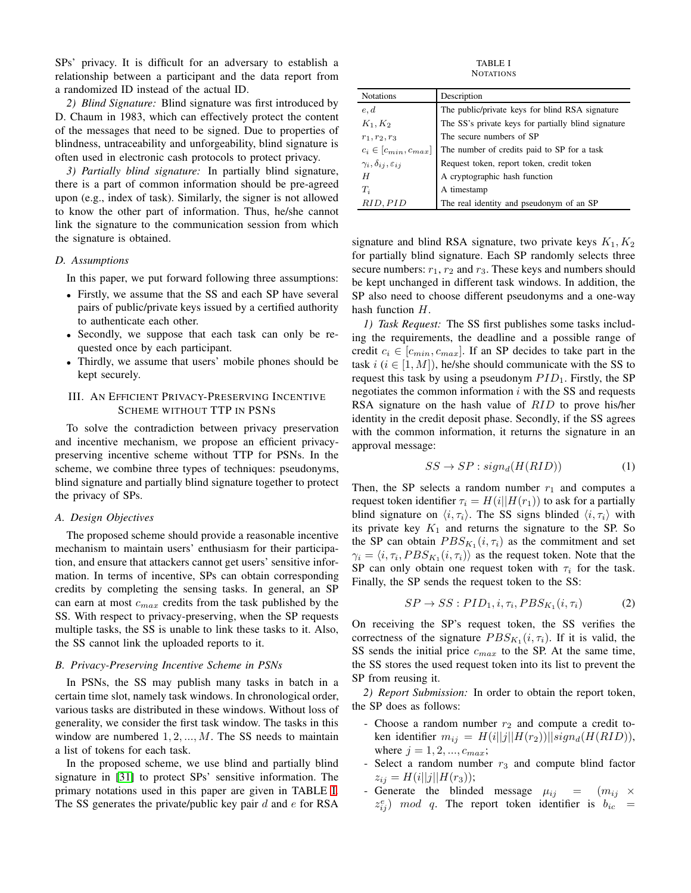SPs' privacy. It is difficult for an adversary to establish a relationship between a participant and the data report from a randomized ID instead of the actual ID.

*2) Blind Signature:* Blind signature was first introduced by D. Chaum in 1983, which can effectively protect the content of the messages that need to be signed. Due to properties of blindness, untraceability and unforgeability, blind signature is often used in electronic cash protocols to protect privacy.

*3) Partially blind signature:* In partially blind signature, there is a part of common information should be pre-agreed upon (e.g., index of task). Similarly, the signer is not allowed to know the other part of information. Thus, he/she cannot link the signature to the communication session from which the signature is obtained.

### D. Assumptions

In this paper, we put forward following three assumptions:

- Firstly, we assume that the SS and each SP have several pairs of public/private keys issued by a certified authority to authenticate each other.
- Secondly, we suppose that each task can only be requested once by each participant.
- Thirdly, we assume that users' mobile phones should be kept securely.

## III. An Efficient Privacy-Preserving Incentive Scheme without TTP in PSNs

To solve the contradiction between privacy preservation and incentive mechanism, we propose an efficient privacy-preserving incentive scheme without TTP for PSNs. In the scheme, we combine three types of techniques: pseudonyms, blind signature and partially blind signature together to protect the privacy of SPs.

### A. Design Objectives

The proposed scheme should provide a reasonable incentive mechanism to maintain users' enthusiasm for their participation, and ensure that attackers cannot get users' sensitive information. In terms of incentive, SPs can obtain corresponding credits by completing the sensing tasks. In general, an SP can earn at most $c_{max}$ credits from the task published by the SS. With respect to privacy-preserving, when the SP requests multiple tasks, the SS is unable to link these tasks to it. Also, the SS cannot link the uploaded reports to it.

### B. Privacy-Preserving Incentive Scheme in PSNs

In PSNs, the SS may publish many tasks in batch in a certain time slot, namely task windows. In chronological order, various tasks are distributed in these windows. Without loss of generality, we consider the first task window. The tasks in this window are numbered $1, 2, ..., M$. The SS needs to maintain a list of tokens for each task.

In the proposed scheme, we use blind and partially blind signature in [31] to protect SPs' sensitive information. The primary notations used in this paper are given in TABLE I. The SS generates the private/public key pair $d$ and $e$ for RSA signature and blind RSA signature, two private keys $K_1, K_2$ for partially blind signature. Each SP randomly selects three secure numbers: $r_1$, $r_2$ and $r_3$. These keys and numbers should be kept unchanged in different task windows. In addition, the SP also need to choose different pseudonyms and a one-way hash function $H$.

TABLE I
Notations

| Notations | Description |
|---|---|
| $e, d$ | The public/private keys for blind RSA signature |
| $K_1, K_2$ | The SS's private keys for partially blind signature |
| $r_1, r_2, r_3$ | The secure numbers of SP |
| $c_i \in [c_{min}, c_{max}]$ | The number of credits paid to SP for a task |
| $\gamma_i, \delta_{ij}, \varepsilon_{ij}$ | Request token, report token, credit token |
| $H$ | A cryptographic hash function |
| $T_i$ | A timestamp |
| $RID, PID$ | The real identity and pseudonym of an SP |

*1) Task Request:* The SS first publishes some tasks including the requirements, the deadline and a possible range of credit $c_i \in [c_{min}, c_{max}]$. If an SP decides to take part in the task $i$ ($i \in [1, M]$), he/she should communicate with the SS to request this task by using a pseudonym $PID_1$. Firstly, the SP negotiates the common information $i$ with the SS and requests RSA signature on the hash value of $RID$ to prove his/her identity in the credit deposit phase. Secondly, if the SS agrees with the common information, it returns the signature in an approval message:

$$SS \rightarrow SP : sign_d(H(RID)) \tag{1}$$

Then, the SP selects a random number $r_1$ and computes a request token identifier $\tau_i = H(i||H(r_1))$ to ask for a partially blind signature on $\langle i, \tau_i \rangle$. The SS signs blinded $\langle i, \tau_i \rangle$ with its private key $K_1$ and returns the signature to the SP. So the SP can obtain $PBS_{K_1}(i, \tau_i)$ as the commitment and set $\gamma_i = \langle i, \tau_i, PBS_{K_1}(i, \tau_i) \rangle$ as the request token. Note that the SP can only obtain one request token with $\tau_i$ for the task. Finally, the SP sends the request token to the SS:

$$SP \rightarrow SS : PID_1, i, \tau_i, PBS_{K_1}(i, \tau_i) \tag{2}$$

On receiving the SP's request token, the SS verifies the correctness of the signature $PBS_{K_1}(i, \tau_i)$. If it is valid, the SS sends the initial price $c_{max}$ to the SP. At the same time, the SS stores the used request token into its list to prevent the SP from reusing it.

*2) Report Submission:* In order to obtain the report token, the SP does as follows:

- Choose a random number $r_2$ and compute a credit token identifier $m_{ij} = H(i||j||H(r_2))||sign_d(H(RID))$, where $j = 1, 2, ..., c_{max}$;
- Select a random number $r_3$ and compute blind factor $z_{ij} = H(i||j||H(r_3))$;
- Generate the blinded message $\mu_{ij} = (m_{ij} \times z_{ij}^e) \ mod \ q$. The report token identifier is $b_{ic} =$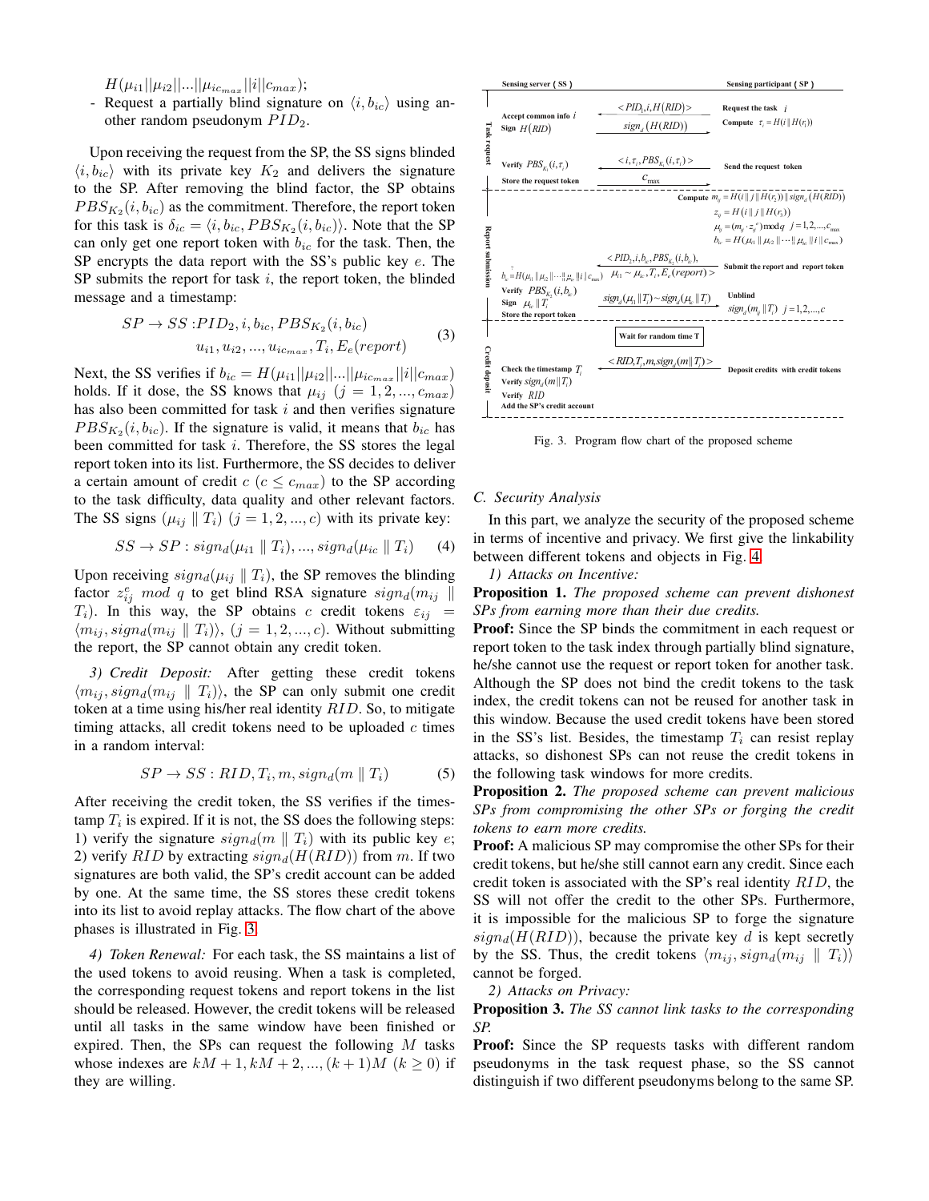$H(\mu_{i1}||\mu_{i2}||...||\mu_{ic_{max}}||i||c_{max})$;

- Request a partially blind signature on $\langle i, b_{ic}\rangle$ using another random pseudonym $PID_2$.

Upon receiving the request from the SP, the SS signs blinded $\langle i, b_{ic}\rangle$ with its private key $K_2$ and delivers the signature to the SP. After removing the blind factor, the SP obtains $PBS_{K_2}(i, b_{ic})$ as the commitment. Therefore, the report token for this task is $\delta_{ic} = \langle i, b_{ic}, PBS_{K_2}(i, b_{ic})\rangle$. Note that the SP can only get one report token with $b_{ic}$ for the task. Then, the SP encrypts the data report with the SS's public key $e$. The SP submits the report for task $i$, the report token, the blinded message and a timestamp:

$$SP \rightarrow SS : PID_2, i, b_{ic}, PBS_{K_2}(i, b_{ic}) \\ u_{i1}, u_{i2}, ..., u_{ic_{max}}, T_i, E_e(report) \quad (3)$$

Next, the SS verifies if $b_{ic} = H(\mu_{i1}||\mu_{i2}||...||\mu_{ic_{max}}||i||c_{max})$ holds. If it dose, the SS knows that $\mu_{ij}$ $(j = 1, 2, ..., c_{max})$ has also been committed for task $i$ and then verifies signature $PBS_{K_2}(i, b_{ic})$. If the signature is valid, it means that $b_{ic}$ has been committed for task $i$. Therefore, the SS stores the legal report token into its list. Furthermore, the SS decides to deliver a certain amount of credit $c$ $(c \leq c_{max})$ to the SP according to the task difficulty, data quality and other relevant factors. The SS signs $(\mu_{ij} \parallel T_i)$ $(j = 1, 2, ..., c)$ with its private key:

$$SS \rightarrow SP : sign_d(\mu_{i1} \parallel T_i), ..., sign_d(\mu_{ic} \parallel T_i) \quad (4)$$

Upon receiving $sign_d(\mu_{ij} \parallel T_i)$, the SP removes the blinding factor $z_{ij}^e \ mod \ q$ to get blind RSA signature $sign_d(m_{ij} \parallel T_i)$. In this way, the SP obtains $c$ credit tokens $\varepsilon_{ij} = \langle m_{ij}, sign_d(m_{ij} \parallel T_i)\rangle$, $(j = 1, 2, ..., c)$. Without submitting the report, the SP cannot obtain any credit token.

*3) Credit Deposit:* After getting these credit tokens $\langle m_{ij}, sign_d(m_{ij} \parallel T_i)\rangle$, the SP can only submit one credit token at a time using his/her real identity $RID$. So, to mitigate timing attacks, all credit tokens need to be uploaded $c$ times in a random interval:

$$SP \rightarrow SS : RID, T_i, m, sign_d(m \parallel T_i) \quad (5)$$

After receiving the credit token, the SS verifies if the timestamp $T_i$ is expired. If it is not, the SS does the following steps: 1) verify the signature $sign_d(m \parallel T_i)$ with its public key $e$; 2) verify $RID$ by extracting $sign_d(H(RID))$ from $m$. If two signatures are both valid, the SP's credit account can be added by one. At the same time, the SS stores these credit tokens into its list to avoid replay attacks. The flow chart of the above phases is illustrated in Fig. 3.

*4) Token Renewal:* For each task, the SS maintains a list of the used tokens to avoid reusing. When a task is completed, the corresponding request tokens and report tokens in the list should be released. However, the credit tokens will be released until all tasks in the same window have been finished or expired. Then, the SPs can request the following $M$ tasks whose indexes are $kM + 1, kM + 2, ..., (k + 1)M$ $(k \geq 0)$ if they are willing.

| | Sensing server (SS) | | Sensing participant (SP) |
|---|---|---|---|
| Task request | Accept common info $i$; Sign $H(RID)$ | $\leftarrow \langle PID_1, i, H(RID)\rangle$; $sign_d(H(RID)) \rightarrow$ | Request the task $i$; Compute $\tau_i = H(i \parallel H(r_1))$ |
| | Verify $PBS_{K_1}(i,\tau_i)$; Store the request token | $\leftarrow \langle i, \tau_i, PBS_{K_1}(i,\tau_i)\rangle$; $c_{max} \rightarrow$ | Send the request token |
| Report submission | | | Compute $m_{ij} = H(i \parallel j \parallel H(r_2)) \parallel sign_d(H(RID))$; $z_{ij} = H(i \parallel j \parallel H(r_3))$; $\mu_{ij} = (m_{ij} \cdot z_{ij}^e) \bmod q$, $j = 1,2,...,c_{max}$; $b_{ic} = H(\mu_{i1} \parallel \mu_{i2} \parallel \cdots \parallel \mu_{ic} \parallel i \parallel c_{max})$ |
| | $b_{ic} \overset{?}{=} H(\mu_{i1} \parallel \mu_{i2} \parallel \cdots \parallel \mu_{ic} \parallel i \parallel c_{max})$; Verify $PBS_{K_2}(i,b_{ic})$; Sign $\mu_{ic} \parallel T_i$; Store the report token | $\leftarrow \langle PID_2, i, b_{ic}, PBS_{K_2}(i,b_{ic}), \mu_{i1} \sim \mu_{ic}, T_i, E_e(report)\rangle$; $sign_d(\mu_{i1} \parallel T_i) \sim sign_d(\mu_{ic} \parallel T_i) \rightarrow$ | Submit the report and report token; Unblind $sign_d(m_{ij} \parallel T_i)$ $j = 1,2,...,c$ |
| | | Wait for random time T | |
| Credit deposit | Check the timestamp $T_i$; Verify $sign_d(m \parallel T_i)$; Verify $RID$; Add the SP's credit account | $\leftarrow \langle RID, T_i, m, sign_d(m \parallel T_i)\rangle$ | Deposit credits with credit tokens |

Fig. 3. Program flow chart of the proposed scheme

### C. Security Analysis

In this part, we analyze the security of the proposed scheme in terms of incentive and privacy. We first give the linkability between different tokens and objects in Fig. 4.

*1) Attacks on Incentive:*

**Proposition 1.** *The proposed scheme can prevent dishonest SPs from earning more than their due credits.*

**Proof:** Since the SP binds the commitment in each request or report token to the task index through partially blind signature, he/she cannot use the request or report token for another task. Although the SP does not bind the credit tokens to the task index, the credit tokens can not be reused for another task in this window. Because the used credit tokens have been stored in the SS's list. Besides, the timestamp $T_i$ can resist replay attacks, so dishonest SPs can not reuse the credit tokens in the following task windows for more credits.

**Proposition 2.** *The proposed scheme can prevent malicious SPs from compromising the other SPs or forging the credit tokens to earn more credits.*

**Proof:** A malicious SP may compromise the other SPs for their credit tokens, but he/she still cannot earn any credit. Since each credit token is associated with the SP's real identity $RID$, the SS will not offer the credit to the other SPs. Furthermore, it is impossible for the malicious SP to forge the signature $sign_d(H(RID))$, because the private key $d$ is kept secretly by the SS. Thus, the credit tokens $\langle m_{ij}, sign_d(m_{ij} \parallel T_i)\rangle$ cannot be forged.

*2) Attacks on Privacy:*

**Proposition 3.** *The SS cannot link tasks to the corresponding SP.*

**Proof:** Since the SP requests tasks with different random pseudonyms in the task request phase, so the SS cannot distinguish if two different pseudonyms belong to the same SP.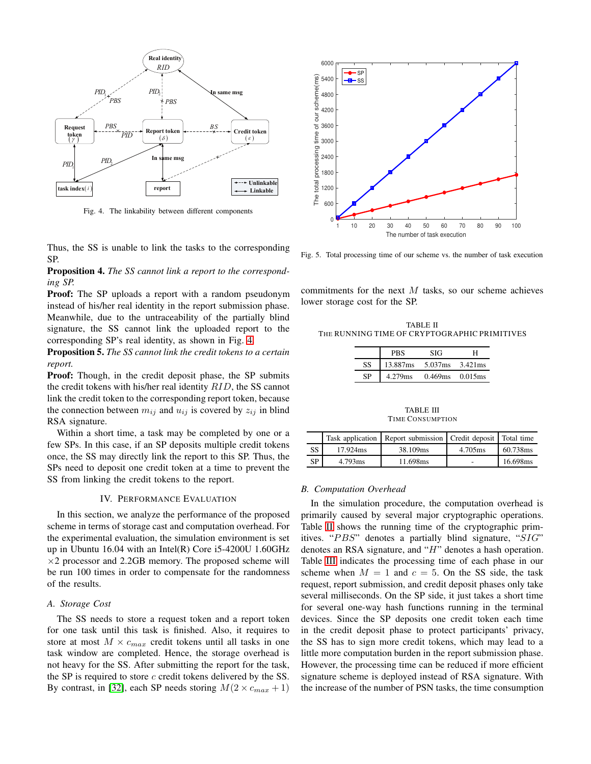Fig. 4. The linkability between different components

Thus, the SS is unable to link the tasks to the corresponding SP.

**Proposition 4.** *The SS cannot link a report to the corresponding SP.*

**Proof:** The SP uploads a report with a random pseudonym instead of his/her real identity in the report submission phase. Meanwhile, due to the untraceability of the partially blind signature, the SS cannot link the uploaded report to the corresponding SP's real identity, as shown in Fig. 4.

**Proposition 5.** *The SS cannot link the credit tokens to a certain report.*

**Proof:** Though, in the credit deposit phase, the SP submits the credit tokens with his/her real identity $RID$, the SS cannot link the credit token to the corresponding report token, because the connection between $m_{ij}$ and $u_{ij}$ is covered by $z_{ij}$ in blind RSA signature.

Within a short time, a task may be completed by one or a few SPs. In this case, if an SP deposits multiple credit tokens once, the SS may directly link the report to this SP. Thus, the SPs need to deposit one credit token at a time to prevent the SS from linking the credit tokens to the report.

## IV. Performance Evaluation

In this section, we analyze the performance of the proposed scheme in terms of storage cast and computation overhead. For the experimental evaluation, the simulation environment is set up in Ubuntu 16.04 with an Intel(R) Core i5-4200U 1.60GHz $\times 2$ processor and 2.2GB memory. The proposed scheme will be run 100 times in order to compensate for the randomness of the results.

### A. Storage Cost

The SS needs to store a request token and a report token for one task until this task is finished. Also, it requires to store at most $M \times c_{max}$ credit tokens until all tasks in one task window are completed. Hence, the storage overhead is not heavy for the SS. After submitting the report for the task, the SP is required to store $c$ credit tokens delivered by the SS. By contrast, in [32], each SP needs storing $M(2 \times c_{max} + 1)$ commitments for the next $M$ tasks, so our scheme achieves lower storage cost for the SP.

Fig. 5. Total processing time of our scheme vs. the number of task execution

TABLE II
The Running Time of Cryptographic Primitives

| | PBS | SIG | H |
|---|---|---|---|
| SS | 13.887ms | 5.037ms | 3.421ms |
| SP | 4.279ms | 0.469ms | 0.015ms |

TABLE III
Time Consumption

| | Task application | Report submission | Credit deposit | Total time |
|---|---|---|---|---|
| SS | 17.924ms | 38.109ms | 4.705ms | 60.738ms |
| SP | 4.793ms | 11.698ms | - | 16.698ms |

### B. Computation Overhead

In the simulation procedure, the computation overhead is primarily caused by several major cryptographic operations. Table II shows the running time of the cryptographic primitives. "$PBS$" denotes a partially blind signature, "$SIG$" denotes an RSA signature, and "$H$" denotes a hash operation. Table III indicates the processing time of each phase in our scheme when $M = 1$ and $c = 5$. On the SS side, the task request, report submission, and credit deposit phases only take several milliseconds. On the SP side, it just takes a short time for several one-way hash functions running in the terminal devices. Since the SP deposits one credit token each time in the credit deposit phase to protect participants' privacy, the SS has to sign more credit tokens, which may lead to a little more computation burden in the report submission phase. However, the processing time can be reduced if more efficient signature scheme is deployed instead of RSA signature. With the increase of the number of PSN tasks, the time consumption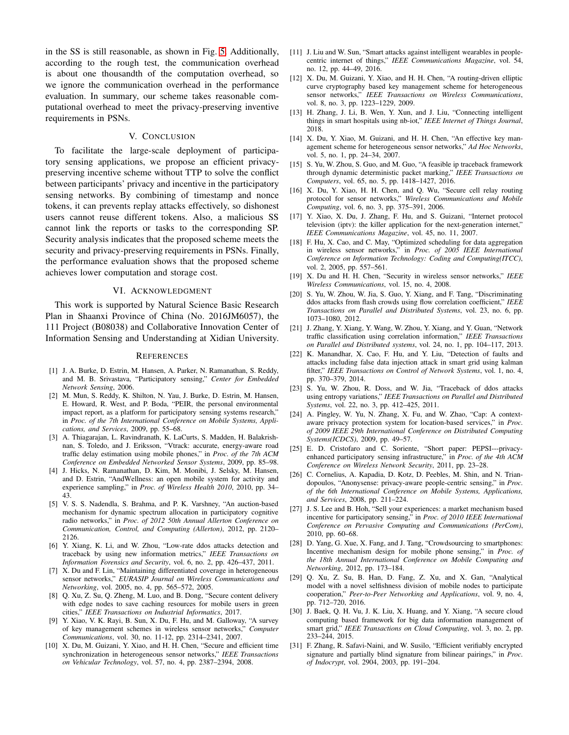in the SS is still reasonable, as shown in Fig. 5. Additionally, according to the rough test, the communication overhead is about one thousandth of the computation overhead, so we ignore the communication overhead in the performance evaluation. In summary, our scheme takes reasonable computational overhead to meet the privacy-preserving inventive requirements in PSNs.

## V. Conclusion

To facilitate the large-scale deployment of participatory sensing applications, we propose an efficient privacy-preserving incentive scheme without TTP to solve the conflict between participants' privacy and incentive in the participatory sensing networks. By combining of timestamp and nonce tokens, it can prevents replay attacks effectively, so dishonest users cannot reuse different tokens. Also, a malicious SS cannot link the reports or tasks to the corresponding SP. Security analysis indicates that the proposed scheme meets the security and privacy-preserving requirements in PSNs. Finally, the performance evaluation shows that the proposed scheme achieves lower computation and storage cost.

## VI. Acknowledgment

This work is supported by Natural Science Basic Research Plan in Shaanxi Province of China (No. 2016JM6057), the 111 Project (B08038) and Collaborative Innovation Center of Information Sensing and Understanding at Xidian University.

## References

[1] J. A. Burke, D. Estrin, M. Hansen, A. Parker, N. Ramanathan, S. Reddy, and M. B. Srivastava, "Participatory sensing," *Center for Embedded Network Sensing*, 2006.

[2] M. Mun, S. Reddy, K. Shilton, N. Yau, J. Burke, D. Estrin, M. Hansen, E. Howard, R. West, and P. Boda, "PEIR, the personal environmental impact report, as a platform for participatory sensing systems research," in *Proc. of the 7th International Conference on Mobile Systems, Applications, and Services*, 2009, pp. 55–68.

[3] A. Thiagarajan, L. Ravindranath, K. LaCurts, S. Madden, H. Balakrishnan, S. Toledo, and J. Eriksson, "Vtrack: accurate, energy-aware road traffic delay estimation using mobile phones," in *Proc. of the 7th ACM Conference on Embedded Networked Sensor Systems*, 2009, pp. 85–98.

[4] J. Hicks, N. Ramanathan, D. Kim, M. Monibi, J. Selsky, M. Hansen, and D. Estrin, "AndWellness: an open mobile system for activity and experience sampling," in *Proc. of Wireless Health 2010*, 2010, pp. 34–43.

[5] V. S. S. Nadendla, S. Brahma, and P. K. Varshney, "An auction-based mechanism for dynamic spectrum allocation in participatory cognitive radio networks," in *Proc. of 2012 50th Annual Allerton Conference on Communication, Control, and Computing (Allerton)*, 2012, pp. 2120–2126.

[6] Y. Xiang, K. Li, and W. Zhou, "Low-rate ddos attacks detection and traceback by using new information metrics," *IEEE Transactions on Information Forensics and Security*, vol. 6, no. 2, pp. 426–437, 2011.

[7] X. Du and F. Lin, "Maintaining differentiated coverage in heterogeneous sensor networks," *EURASIP Journal on Wireless Communications and Networking*, vol. 2005, no. 4, pp. 565–572, 2005.

[8] Q. Xu, Z. Su, Q. Zheng, M. Luo, and B. Dong, "Secure content delivery with edge nodes to save caching resources for mobile users in green cities," *IEEE Transactions on Industrial Informatics*, 2017.

[9] Y. Xiao, V. K. Rayi, B. Sun, X. Du, F. Hu, and M. Galloway, "A survey of key management schemes in wireless sensor networks," *Computer Communications*, vol. 30, no. 11-12, pp. 2314–2341, 2007.

[10] X. Du, M. Guizani, Y. Xiao, and H. H. Chen, "Secure and efficient time synchronization in heterogeneous sensor networks," *IEEE Transactions on Vehicular Technology*, vol. 57, no. 4, pp. 2387–2394, 2008.

[11] J. Liu and W. Sun, "Smart attacks against intelligent wearables in people-centric internet of things," *IEEE Communications Magazine*, vol. 54, no. 12, pp. 44–49, 2016.

[12] X. Du, M. Guizani, Y. Xiao, and H. H. Chen, "A routing-driven elliptic curve cryptography based key management scheme for heterogeneous sensor networks," *IEEE Transactions on Wireless Communications*, vol. 8, no. 3, pp. 1223–1229, 2009.

[13] H. Zhang, J. Li, B. Wen, Y. Xun, and J. Liu, "Connecting intelligent things in smart hospitals using nb-iot," *IEEE Internet of Things Journal*, 2018.

[14] X. Du, Y. Xiao, M. Guizani, and H. H. Chen, "An effective key management scheme for heterogeneous sensor networks," *Ad Hoc Networks*, vol. 5, no. 1, pp. 24–34, 2007.

[15] S. Yu, W. Zhou, S. Guo, and M. Guo, "A feasible ip traceback framework through dynamic deterministic packet marking," *IEEE Transactions on Computers*, vol. 65, no. 5, pp. 1418–1427, 2016.

[16] X. Du, Y. Xiao, H. H. Chen, and Q. Wu, "Secure cell relay routing protocol for sensor networks," *Wireless Communications and Mobile Computing*, vol. 6, no. 3, pp. 375–391, 2006.

[17] Y. Xiao, X. Du, J. Zhang, F. Hu, and S. Guizani, "Internet protocol television (iptv): the killer application for the next-generation internet," *IEEE Communications Magazine*, vol. 45, no. 11, 2007.

[18] F. Hu, X. Cao, and C. May, "Optimized scheduling for data aggregation in wireless sensor networks," in *Proc. of 2005 IEEE International Conference on Information Technology: Coding and Computing(ITCC)*, vol. 2, 2005, pp. 557–561.

[19] X. Du and H. H. Chen, "Security in wireless sensor networks," *IEEE Wireless Communications*, vol. 15, no. 4, 2008.

[20] S. Yu, W. Zhou, W. Jia, S. Guo, Y. Xiang, and F. Tang, "Discriminating ddos attacks from flash crowds using flow correlation coefficient," *IEEE Transactions on Parallel and Distributed Systems*, vol. 23, no. 6, pp. 1073–1080, 2012.

[21] J. Zhang, Y. Xiang, Y. Wang, W. Zhou, Y. Xiang, and Y. Guan, "Network traffic classification using correlation information," *IEEE Transactions on Parallel and Distributed systems*, vol. 24, no. 1, pp. 104–117, 2013.

[22] K. Manandhar, X. Cao, F. Hu, and Y. Liu, "Detection of faults and attacks including false data injection attack in smart grid using kalman filter," *IEEE Transactions on Control of Network Systems*, vol. 1, no. 4, pp. 370–379, 2014.

[23] S. Yu, W. Zhou, R. Doss, and W. Jia, "Traceback of ddos attacks using entropy variations," *IEEE Transactions on Parallel and Distributed Systems*, vol. 22, no. 3, pp. 412–425, 2011.

[24] A. Pingley, W. Yu, N. Zhang, X. Fu, and W. Zhao, "Cap: A context-aware privacy protection system for location-based services," in *Proc. of 2009 IEEE 29th International Conference on Distributed Computing Systems(ICDCS)*, 2009, pp. 49–57.

[25] E. D. Cristofaro and C. Soriente, "Short paper: PEPSI---privacy-enhanced participatory sensing infrastructure," in *Proc. of the 4th ACM Conference on Wireless Network Security*, 2011, pp. 23–28.

[26] C. Cornelius, A. Kapadia, D. Kotz, D. Peebles, M. Shin, and N. Triandopoulos, "Anonysense: privacy-aware people-centric sensing," in *Proc. of the 6th International Conference on Mobile Systems, Applications, and Services*, 2008, pp. 211–224.

[27] J. S. Lee and B. Hoh, "Sell your experiences: a market mechanism based incentive for participatory sensing," in *Proc. of 2010 IEEE International Conference on Pervasive Computing and Communications (PerCom)*, 2010, pp. 60–68.

[28] D. Yang, G. Xue, X. Fang, and J. Tang, "Crowdsourcing to smartphones: Incentive mechanism design for mobile phone sensing," in *Proc. of the 18th Annual International Conference on Mobile Computing and Networking*, 2012, pp. 173–184.

[29] Q. Xu, Z. Su, B. Han, D. Fang, Z. Xu, and X. Gan, "Analytical model with a novel selfishness division of mobile nodes to participate cooperation," *Peer-to-Peer Networking and Applications*, vol. 9, no. 4, pp. 712–720, 2016.

[30] J. Baek, Q. H. Vu, J. K. Liu, X. Huang, and Y. Xiang, "A secure cloud computing based framework for big data information management of smart grid," *IEEE Transactions on Cloud Computing*, vol. 3, no. 2, pp. 233–244, 2015.

[31] F. Zhang, R. Safavi-Naini, and W. Susilo, "Efficient verifiably encrypted signature and partially blind signature from bilinear pairings," in *Proc. of Indocrypt*, vol. 2904, 2003, pp. 191–204.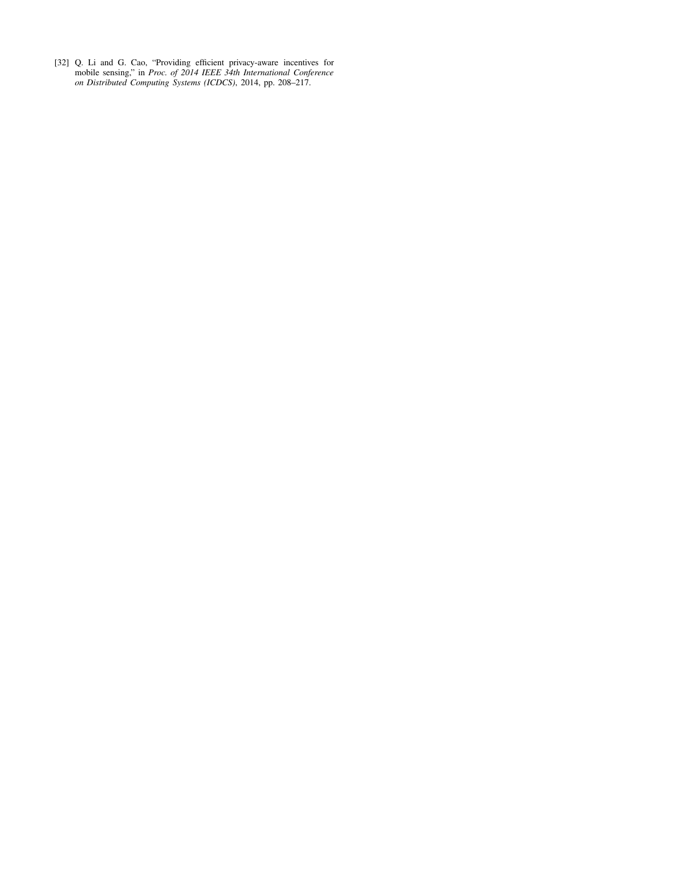[32] Q. Li and G. Cao, "Providing efficient privacy-aware incentives for mobile sensing," in *Proc. of 2014 IEEE 34th International Conference on Distributed Computing Systems (ICDCS)*, 2014, pp. 208–217.